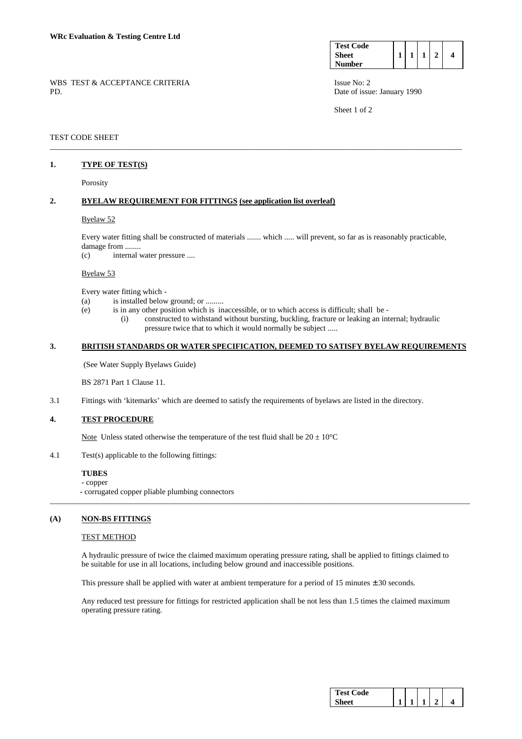**WRc Evaluation & Testing Centre Ltd**

| Test Code Sheet Number | 1 | 1 | 1 | 2 | 4 |
|---|---|---|---|---|---|

WBS TEST & ACCEPTANCE CRITERIA
PD.

Issue No: 2
Date of issue: January 1990

TEST CODE SHEET

## 1. TYPE OF TEST(S)

Porosity

## 2. BYELAW REQUIREMENT FOR FITTINGS (see application list overleaf)

Byelaw 52

Every water fitting shall be constructed of materials ....... which ..... will prevent, so far as is reasonably practicable, damage from ........

(c) internal water pressure ....

Byelaw 53

Every water fitting which -

(a) is installed below ground; or .........

(e) is in any other position which is inaccessible, or to which access is difficult; shall be -

  (i) constructed to withstand without bursting, buckling, fracture or leaking an internal; hydraulic pressure twice that to which it would normally be subject .....

## 3. BRITISH STANDARDS OR WATER SPECIFICATION, DEEMED TO SATISFY BYELAW REQUIREMENTS

(See Water Supply Byelaws Guide)

BS 2871 Part 1 Clause 11.

3.1 Fittings with 'kitemarks' which are deemed to satisfy the requirements of byelaws are listed in the directory.

## 4. TEST PROCEDURE

Note Unless stated otherwise the temperature of the test fluid shall be 20 ± 10°C

4.1 Test(s) applicable to the following fittings:

**TUBES**
- copper
- corrugated copper pliable plumbing connectors

## (A) NON-BS FITTINGS

TEST METHOD

A hydraulic pressure of twice the claimed maximum operating pressure rating, shall be applied to fittings claimed to be suitable for use in all locations, including below ground and inaccessible positions.

This pressure shall be applied with water at ambient temperature for a period of 15 minutes ± 30 seconds.

Any reduced test pressure for fittings for restricted application shall be not less than 1.5 times the claimed maximum operating pressure rating.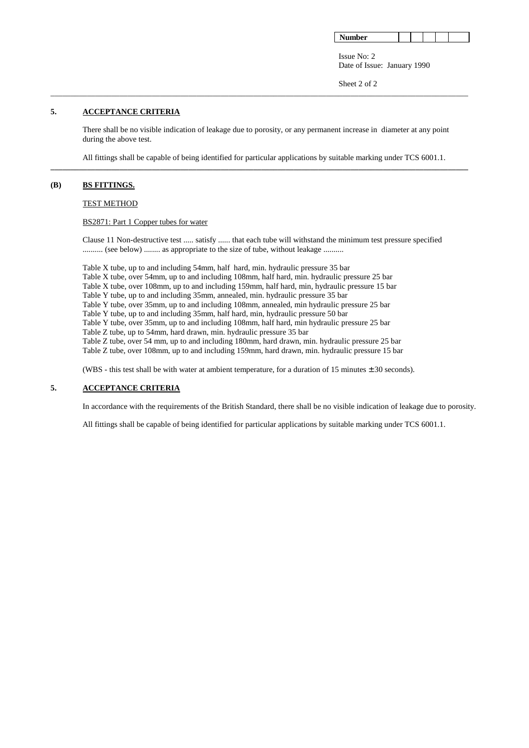| Number | | | | | |
|---|---|---|---|---|---|

Issue No: 2
Date of Issue: January 1990

## 5. ACCEPTANCE CRITERIA

There shall be no visible indication of leakage due to porosity, or any permanent increase in diameter at any point during the above test.

All fittings shall be capable of being identified for particular applications by suitable marking under TCS 6001.1.

---

## (B) BS FITTINGS.

TEST METHOD

BS2871: Part 1 Copper tubes for water

Clause 11 Non-destructive test ..... satisfy ...... that each tube will withstand the minimum test pressure specified .......... (see below) ........ as appropriate to the size of tube, without leakage ..........

Table X tube, up to and including 54mm, half hard, min. hydraulic pressure 35 bar
Table X tube, over 54mm, up to and including 108mm, half hard, min. hydraulic pressure 25 bar
Table X tube, over 108mm, up to and including 159mm, half hard, min, hydraulic pressure 15 bar
Table Y tube, up to and including 35mm, annealed, min. hydraulic pressure 35 bar
Table Y tube, over 35mm, up to and including 108mm, annealed, min hydraulic pressure 25 bar
Table Y tube, up to and including 35mm, half hard, min, hydraulic pressure 50 bar
Table Y tube, over 35mm, up to and including 108mm, half hard, min hydraulic pressure 25 bar
Table Z tube, up to 54mm, hard drawn, min. hydraulic pressure 35 bar
Table Z tube, over 54 mm, up to and including 180mm, hard drawn, min. hydraulic pressure 25 bar
Table Z tube, over 108mm, up to and including 159mm, hard drawn, min. hydraulic pressure 15 bar

(WBS - this test shall be with water at ambient temperature, for a duration of 15 minutes $\pm$ 30 seconds).

## 5. ACCEPTANCE CRITERIA

In accordance with the requirements of the British Standard, there shall be no visible indication of leakage due to porosity.

All fittings shall be capable of being identified for particular applications by suitable marking under TCS 6001.1.